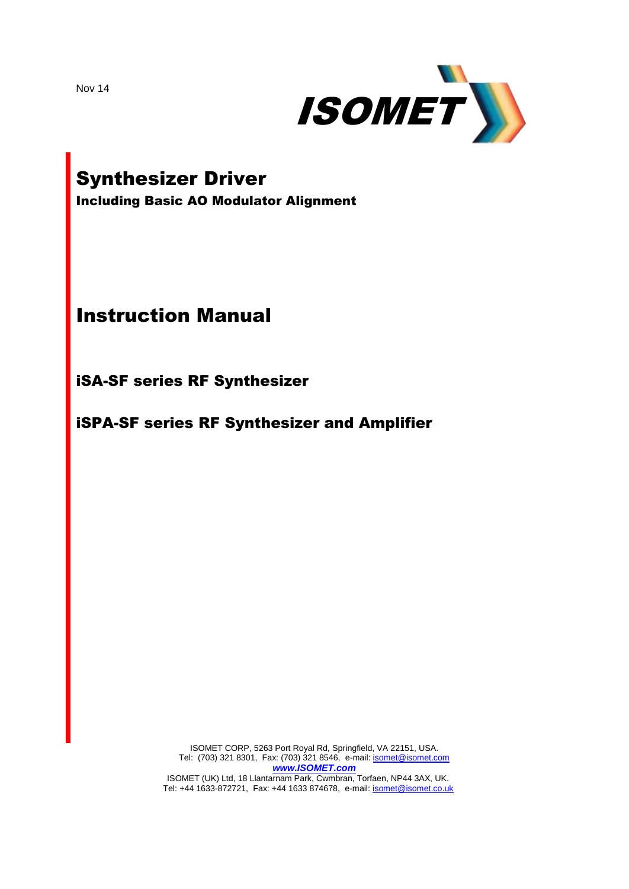Nov 14

ISOMET

# Synthesizer Driver

**Including Basic AO Modulator Alignment**

# Instruction Manual

## iSA-SF series RF Synthesizer

## iSPA-SF series RF Synthesizer and Amplifier

ISOMET CORP, 5263 Port Royal Rd, Springfield, VA 22151, USA.
Tel: (703) 321 8301, Fax: (703) 321 8546, e-mail: isomet@isomet.com
***www.ISOMET.com***
ISOMET (UK) Ltd, 18 Llantarnam Park, Cwmbran, Torfaen, NP44 3AX, UK.
Tel: +44 1633-872721, Fax: +44 1633 874678, e-mail: isomet@isomet.co.uk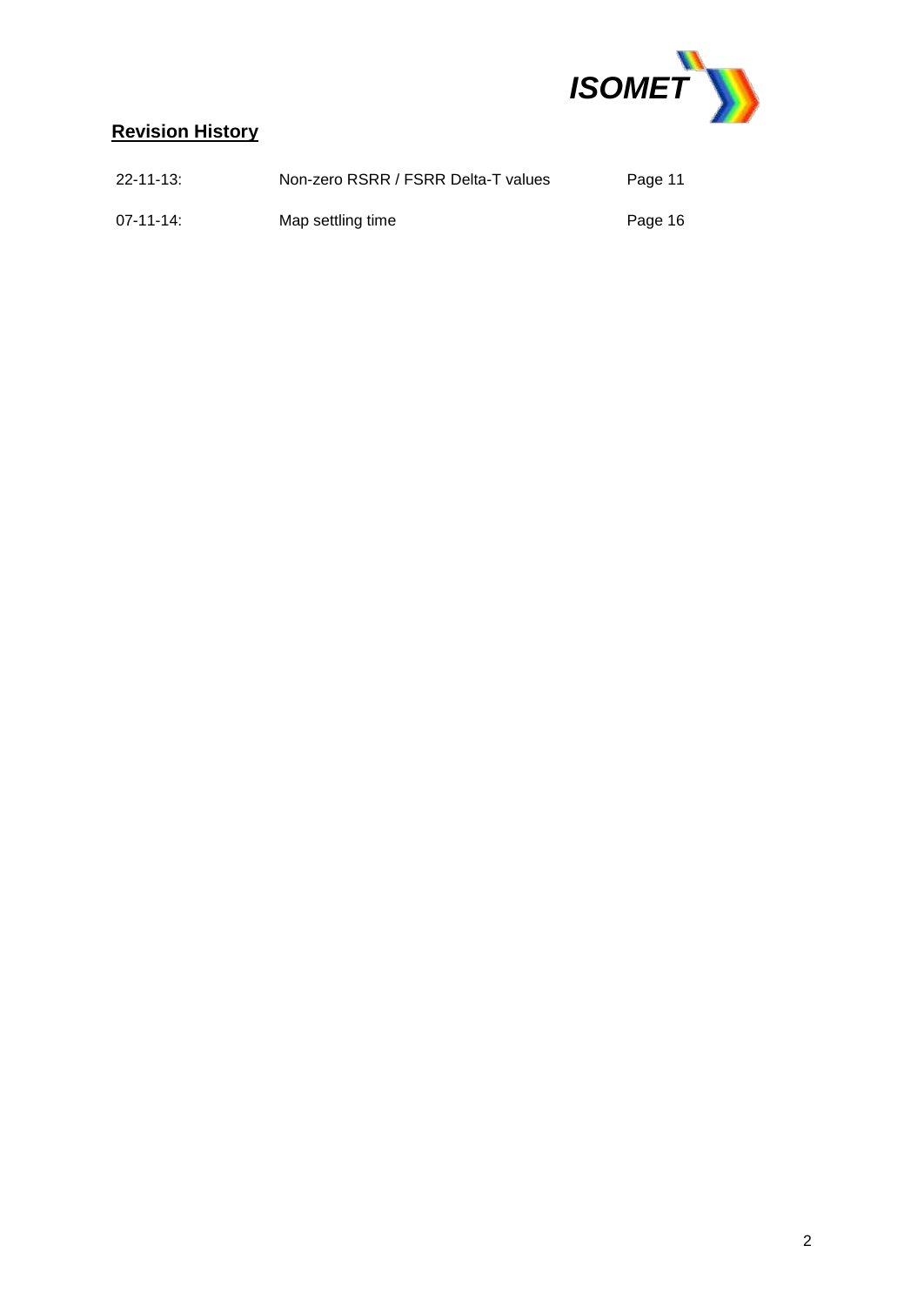## Revision History

| | | |
|---|---|---|
| 22-11-13: | Non-zero RSRR / FSRR Delta-T values | Page 11 |
| 07-11-14: | Map settling time | Page 16 |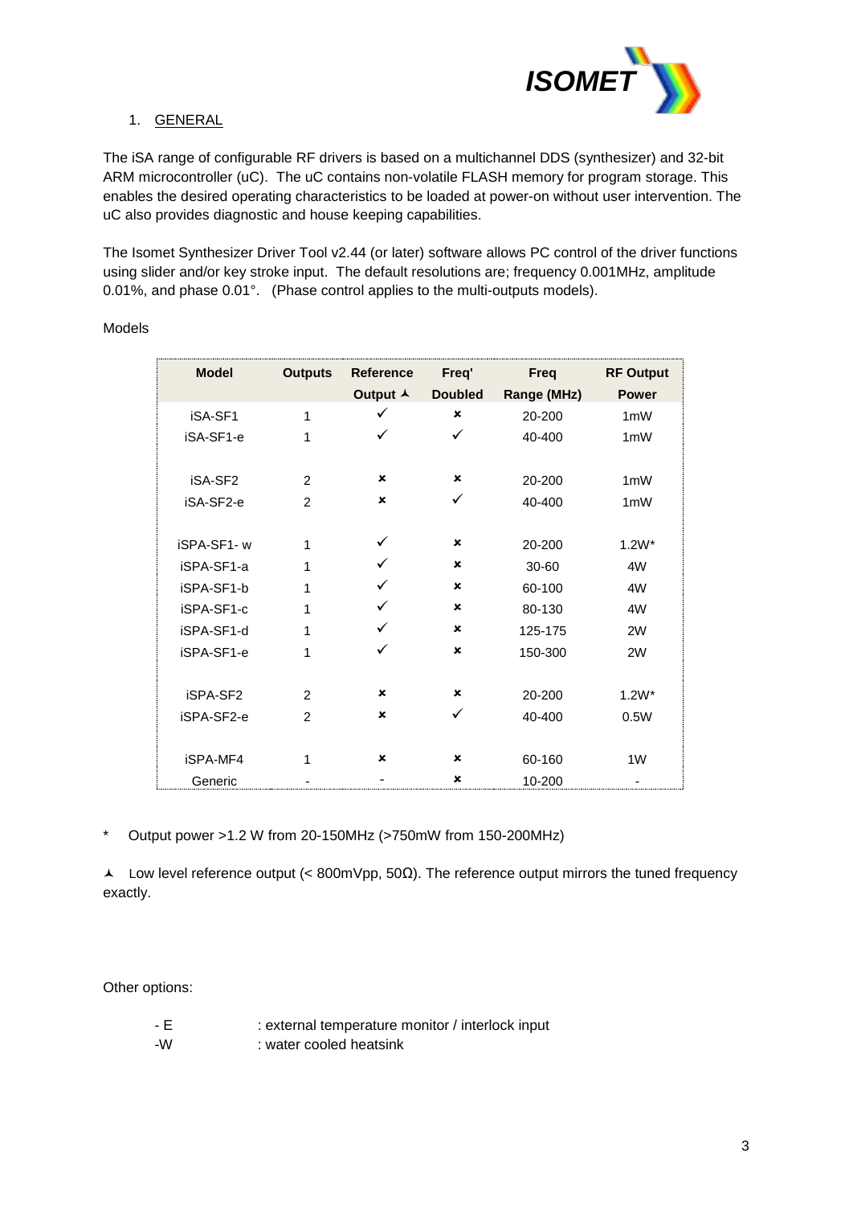## 1. GENERAL

The iSA range of configurable RF drivers is based on a multichannel DDS (synthesizer) and 32-bit ARM microcontroller (uC). The uC contains non-volatile FLASH memory for program storage. This enables the desired operating characteristics to be loaded at power-on without user intervention. The uC also provides diagnostic and house keeping capabilities.

The Isomet Synthesizer Driver Tool v2.44 (or later) software allows PC control of the driver functions using slider and/or key stroke input. The default resolutions are; frequency 0.001MHz, amplitude 0.01%, and phase 0.01°. (Phase control applies to the multi-outputs models).

Models

| Model | Outputs | Reference Output ⅄ | Freq' Doubled | Freq Range (MHz) | RF Output Power |
|---|---|---|---|---|---|
| iSA-SF1 | 1 | ✓ | ✗ | 20-200 | 1mW |
| iSA-SF1-e | 1 | ✓ | ✓ | 40-400 | 1mW |
| | | | | | |
| iSA-SF2 | 2 | ✗ | ✗ | 20-200 | 1mW |
| iSA-SF2-e | 2 | ✗ | ✓ | 40-400 | 1mW |
| | | | | | |
| iSPA-SF1- w | 1 | ✓ | ✗ | 20-200 | 1.2W* |
| iSPA-SF1-a | 1 | ✓ | ✗ | 30-60 | 4W |
| iSPA-SF1-b | 1 | ✓ | ✗ | 60-100 | 4W |
| iSPA-SF1-c | 1 | ✓ | ✗ | 80-130 | 4W |
| iSPA-SF1-d | 1 | ✓ | ✗ | 125-175 | 2W |
| iSPA-SF1-e | 1 | ✓ | ✗ | 150-300 | 2W |
| | | | | | |
| iSPA-SF2 | 2 | ✗ | ✗ | 20-200 | 1.2W* |
| iSPA-SF2-e | 2 | ✗ | ✓ | 40-400 | 0.5W |
| | | | | | |
| iSPA-MF4 | 1 | ✗ | ✗ | 60-160 | 1W |
| Generic | - | - | ✗ | 10-200 | - |

\* Output power >1.2 W from 20-150MHz (>750mW from 150-200MHz)

⅄ Low level reference output (< 800mVpp, 50Ω). The reference output mirrors the tuned frequency exactly.

Other options:

- E : external temperature monitor / interlock input
-W : water cooled heatsink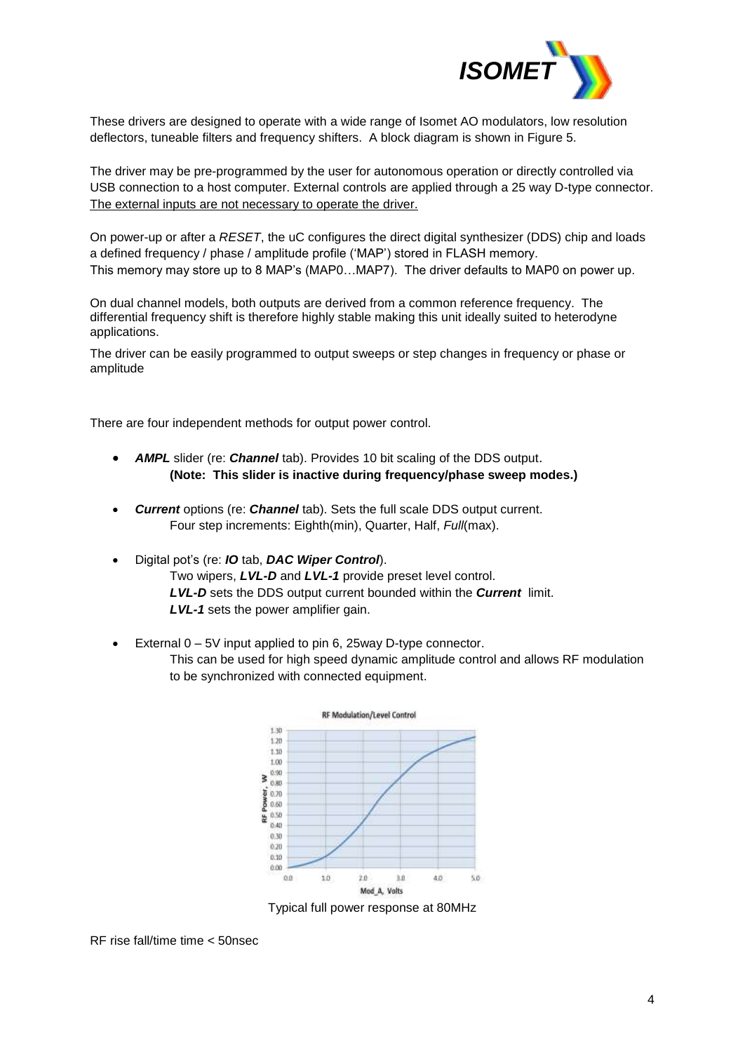These drivers are designed to operate with a wide range of Isomet AO modulators, low resolution deflectors, tuneable filters and frequency shifters. A block diagram is shown in Figure 5.

The driver may be pre-programmed by the user for autonomous operation or directly controlled via USB connection to a host computer. External controls are applied through a 25 way D-type connector. <u>The external inputs are not necessary to operate the driver.</u>

On power-up or after a *RESET*, the uC configures the direct digital synthesizer (DDS) chip and loads a defined frequency / phase / amplitude profile ('MAP') stored in FLASH memory. This memory may store up to 8 MAP's (MAP0…MAP7). The driver defaults to MAP0 on power up.

On dual channel models, both outputs are derived from a common reference frequency. The differential frequency shift is therefore highly stable making this unit ideally suited to heterodyne applications.

The driver can be easily programmed to output sweeps or step changes in frequency or phase or amplitude

There are four independent methods for output power control.

- ***AMPL*** slider (re: ***Channel*** tab). Provides 10 bit scaling of the DDS output.
  **(Note: This slider is inactive during frequency/phase sweep modes.)**

- ***Current*** options (re: ***Channel*** tab). Sets the full scale DDS output current.
  Four step increments: Eighth(min), Quarter, Half, *Full*(max).

- Digital pot's (re: ***IO*** tab, ***DAC Wiper Control***).
  Two wipers, ***LVL-D*** and ***LVL-1*** provide preset level control.
  ***LVL-D*** sets the DDS output current bounded within the ***Current*** limit.
  ***LVL-1*** sets the power amplifier gain.

- External 0 – 5V input applied to pin 6, 25way D-type connector.
  This can be used for high speed dynamic amplitude control and allows RF modulation to be synchronized with connected equipment.

Typical full power response at 80MHz

RF rise fall/time time < 50nsec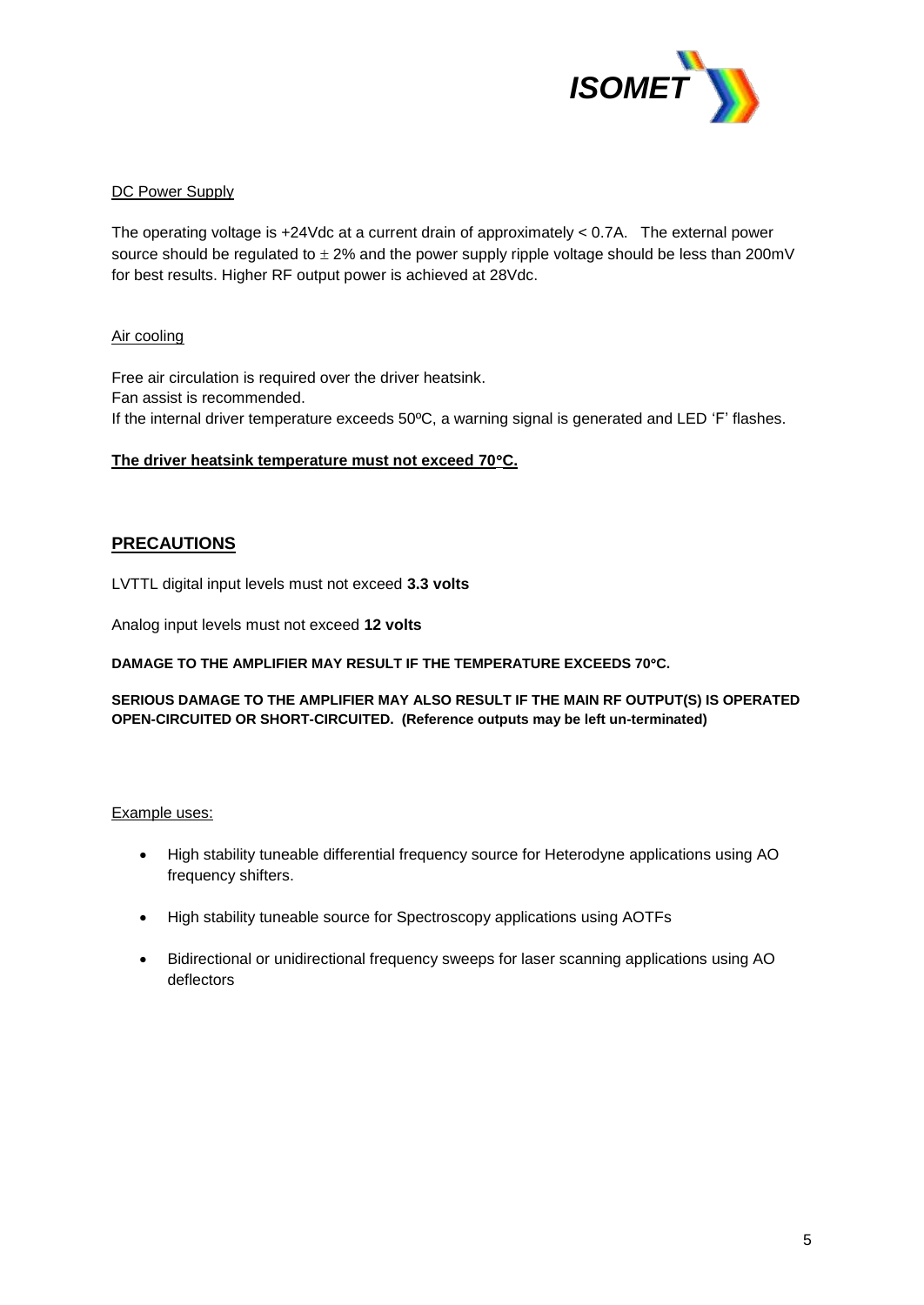DC Power Supply

The operating voltage is +24Vdc at a current drain of approximately < 0.7A. The external power source should be regulated to $\pm$ 2% and the power supply ripple voltage should be less than 200mV for best results. Higher RF output power is achieved at 28Vdc.

Air cooling

Free air circulation is required over the driver heatsink.
Fan assist is recommended.
If the internal driver temperature exceeds 50ºC, a warning signal is generated and LED 'F' flashes.

**The driver heatsink temperature must not exceed 70°C.**

## PRECAUTIONS

LVTTL digital input levels must not exceed **3.3 volts**

Analog input levels must not exceed **12 volts**

**DAMAGE TO THE AMPLIFIER MAY RESULT IF THE TEMPERATURE EXCEEDS 70°C.**

**SERIOUS DAMAGE TO THE AMPLIFIER MAY ALSO RESULT IF THE MAIN RF OUTPUT(S) IS OPERATED OPEN-CIRCUITED OR SHORT-CIRCUITED. (Reference outputs may be left un-terminated)**

Example uses:

- High stability tuneable differential frequency source for Heterodyne applications using AO frequency shifters.
- High stability tuneable source for Spectroscopy applications using AOTFs
- Bidirectional or unidirectional frequency sweeps for laser scanning applications using AO deflectors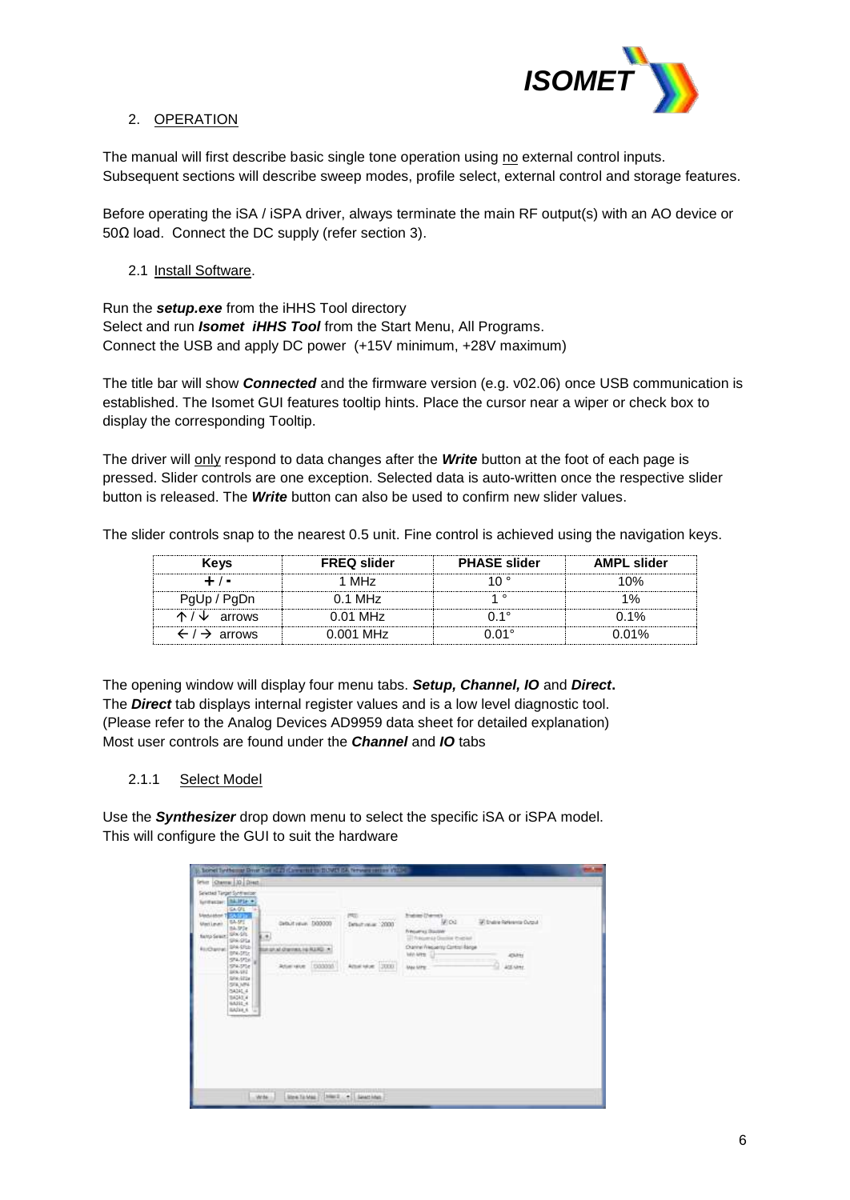## 2. OPERATION

The manual will first describe basic single tone operation using no external control inputs. Subsequent sections will describe sweep modes, profile select, external control and storage features.

Before operating the iSA / iSPA driver, always terminate the main RF output(s) with an AO device or 50Ω load. Connect the DC supply (refer section 3).

### 2.1 Install Software.

Run the ***setup.exe*** from the iHHS Tool directory
Select and run ***Isomet iHHS Tool*** from the Start Menu, All Programs.
Connect the USB and apply DC power (+15V minimum, +28V maximum)

The title bar will show ***Connected*** and the firmware version (e.g. v02.06) once USB communication is established. The Isomet GUI features tooltip hints. Place the cursor near a wiper or check box to display the corresponding Tooltip.

The driver will only respond to data changes after the ***Write*** button at the foot of each page is pressed. Slider controls are one exception. Selected data is auto-written once the respective slider button is released. The ***Write*** button can also be used to confirm new slider values.

The slider controls snap to the nearest 0.5 unit. Fine control is achieved using the navigation keys.

| Keys | FREQ slider | PHASE slider | AMPL slider |
|---|---|---|---|
| + / - | 1 MHz | 10 ° | 10% |
| PgUp / PgDn | 0.1 MHz | 1 ° | 1% |
| ↑ / ↓ arrows | 0.01 MHz | 0.1° | 0.1% |
| ← / → arrows | 0.001 MHz | 0.01° | 0.01% |

The opening window will display four menu tabs. ***Setup, Channel, IO*** and ***Direct***.
The ***Direct*** tab displays internal register values and is a low level diagnostic tool. (Please refer to the Analog Devices AD9959 data sheet for detailed explanation)
Most user controls are found under the ***Channel*** and ***IO*** tabs

#### 2.1.1 Select Model

Use the ***Synthesizer*** drop down menu to select the specific iSA or iSPA model.
This will configure the GUI to suit the hardware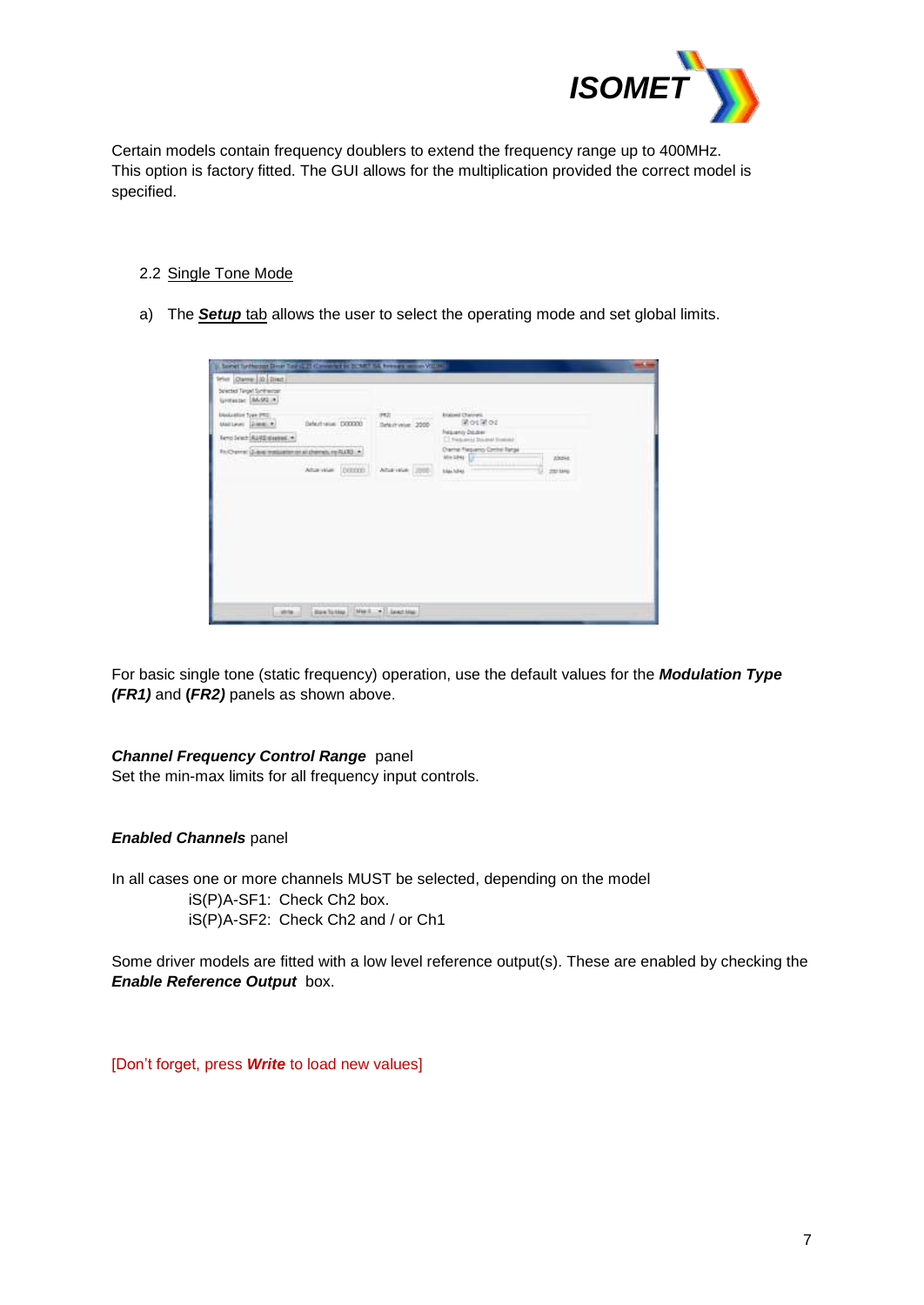Certain models contain frequency doublers to extend the frequency range up to 400MHz. This option is factory fitted. The GUI allows for the multiplication provided the correct model is specified.

## 2.2 Single Tone Mode

a) The ***Setup*** tab allows the user to select the operating mode and set global limits.

For basic single tone (static frequency) operation, use the default values for the ***Modulation Type (FR1)*** and ***(FR2)*** panels as shown above.

***Channel Frequency Control Range*** panel
Set the min-max limits for all frequency input controls.

***Enabled Channels*** panel

In all cases one or more channels MUST be selected, depending on the model

iS(P)A-SF1: Check Ch2 box.
iS(P)A-SF2: Check Ch2 and / or Ch1

Some driver models are fitted with a low level reference output(s). These are enabled by checking the ***Enable Reference Output*** box.

[Don't forget, press ***Write*** to load new values]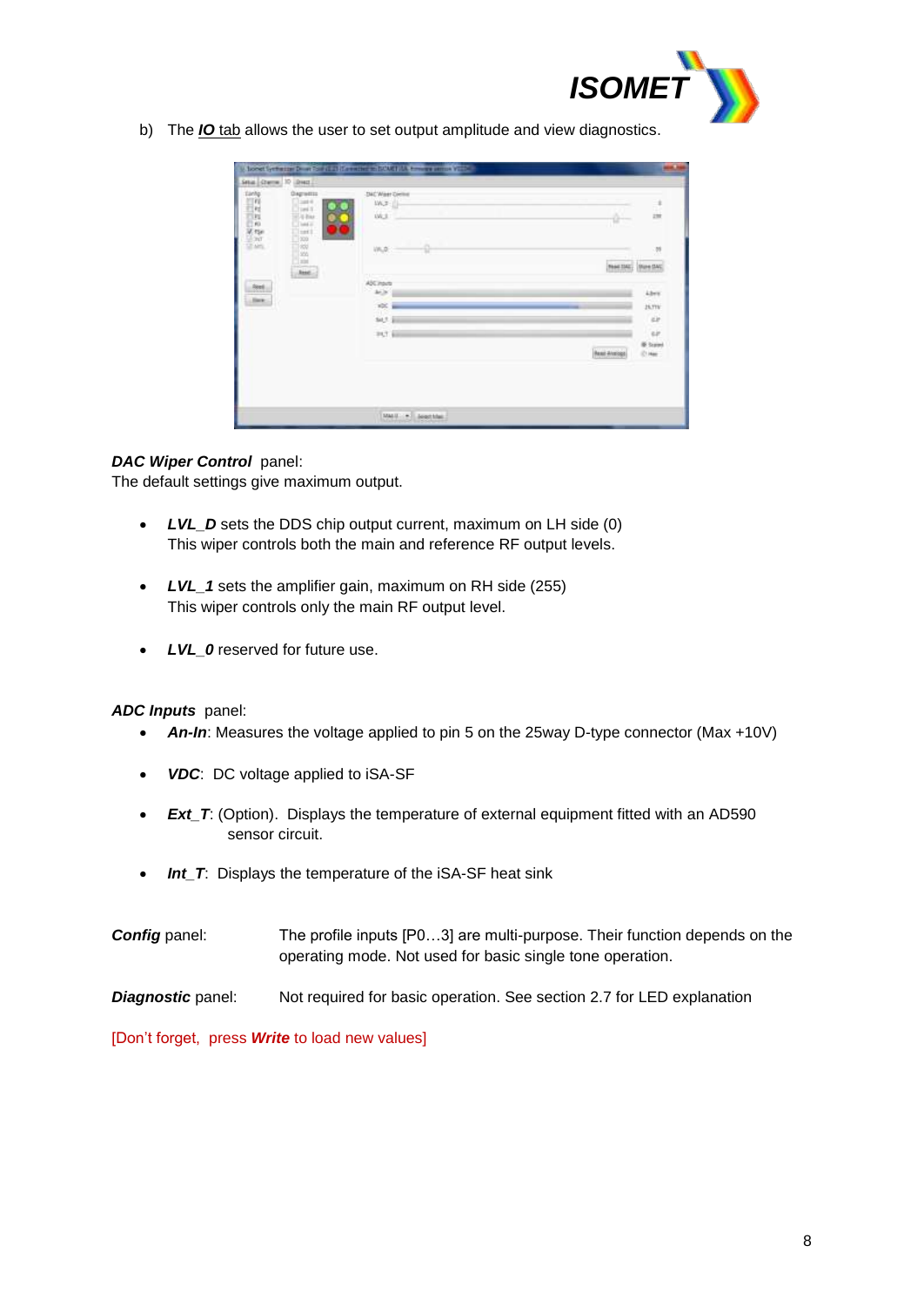b) The ***IO*** tab allows the user to set output amplitude and view diagnostics.

***DAC Wiper Control*** panel:
The default settings give maximum output.

- ***LVL_D*** sets the DDS chip output current, maximum on LH side (0)
  This wiper controls both the main and reference RF output levels.

- ***LVL_1*** sets the amplifier gain, maximum on RH side (255)
  This wiper controls only the main RF output level.

- ***LVL_0*** reserved for future use.

***ADC Inputs*** panel:

- ***An-In***: Measures the voltage applied to pin 5 on the 25way D-type connector (Max +10V)

- ***VDC***: DC voltage applied to iSA-SF

- ***Ext_T***: (Option). Displays the temperature of external equipment fitted with an AD590 sensor circuit.

- ***Int_T***: Displays the temperature of the iSA-SF heat sink

***Config*** panel: The profile inputs [P0…3] are multi-purpose. Their function depends on the operating mode. Not used for basic single tone operation.

***Diagnostic*** panel: Not required for basic operation. See section 2.7 for LED explanation

[Don't forget, press ***Write*** to load new values]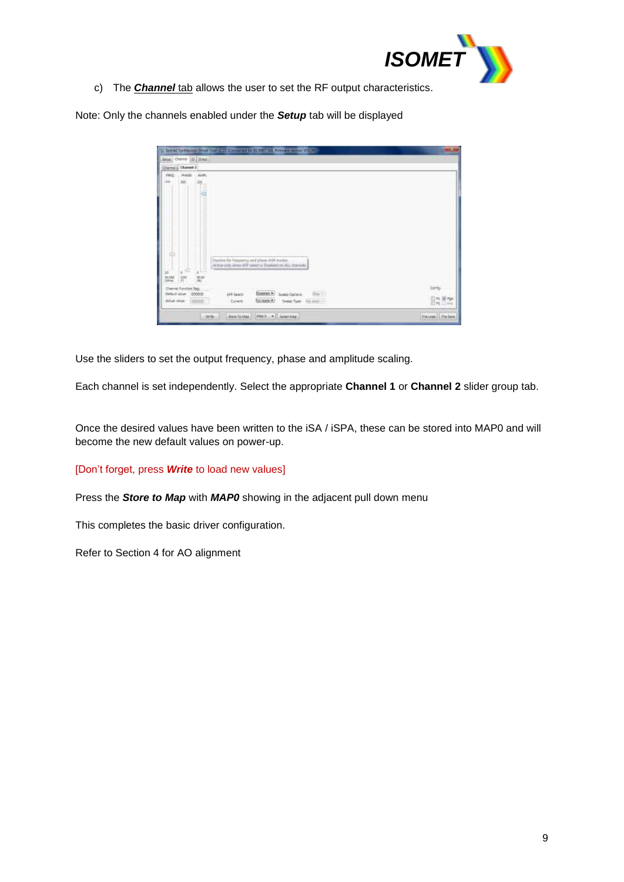c) The ***Channel*** tab allows the user to set the RF output characteristics.

Note: Only the channels enabled under the ***Setup*** tab will be displayed

Use the sliders to set the output frequency, phase and amplitude scaling.

Each channel is set independently. Select the appropriate **Channel 1** or **Channel 2** slider group tab.

Once the desired values have been written to the iSA / iSPA, these can be stored into MAP0 and will become the new default values on power-up.

[Don't forget, press ***Write*** to load new values]

Press the ***Store to Map*** with ***MAP0*** showing in the adjacent pull down menu

This completes the basic driver configuration.

Refer to Section 4 for AO alignment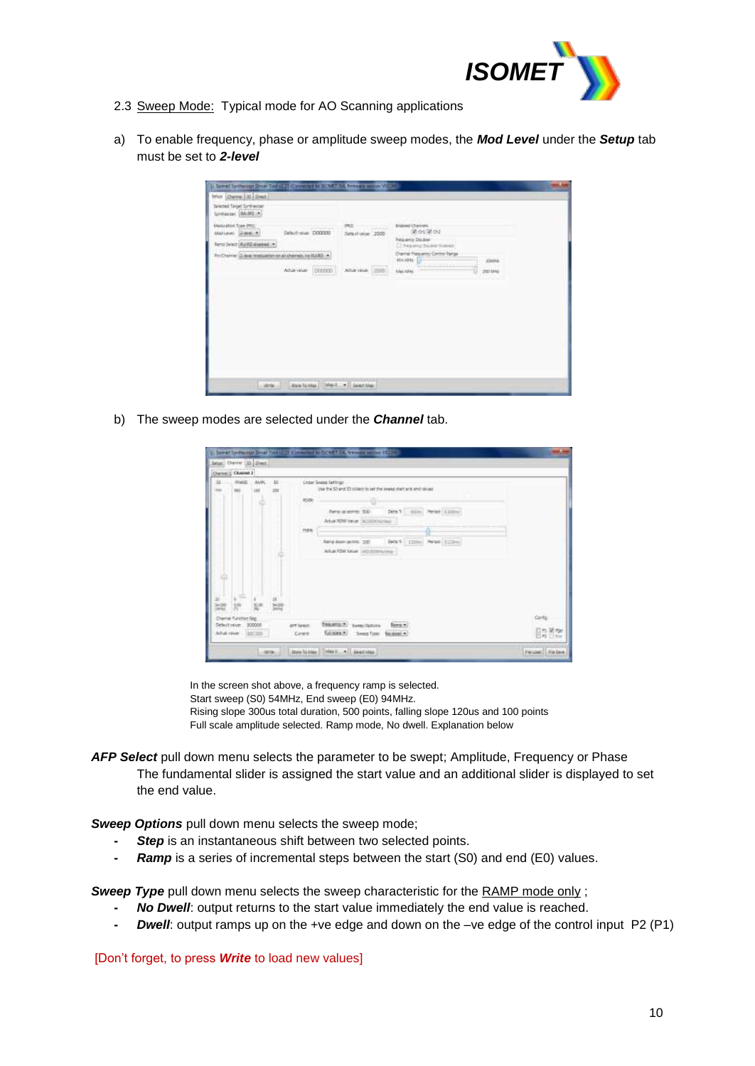2.3 Sweep Mode: Typical mode for AO Scanning applications

a) To enable frequency, phase or amplitude sweep modes, the ***Mod Level*** under the ***Setup*** tab must be set to ***2-level***

b) The sweep modes are selected under the ***Channel*** tab.

In the screen shot above, a frequency ramp is selected.
Start sweep (S0) 54MHz, End sweep (E0) 94MHz.
Rising slope 300us total duration, 500 points, falling slope 120us and 100 points
Full scale amplitude selected. Ramp mode, No dwell. Explanation below

***AFP Select*** pull down menu selects the parameter to be swept; Amplitude, Frequency or Phase
The fundamental slider is assigned the start value and an additional slider is displayed to set the end value.

***Sweep Options*** pull down menu selects the sweep mode;

- ***Step*** is an instantaneous shift between two selected points.
- ***Ramp*** is a series of incremental steps between the start (S0) and end (E0) values.

***Sweep Type*** pull down menu selects the sweep characteristic for the RAMP mode only ;

- ***No Dwell***: output returns to the start value immediately the end value is reached.
- ***Dwell***: output ramps up on the +ve edge and down on the –ve edge of the control input P2 (P1)

[Don't forget, to press ***Write*** to load new values]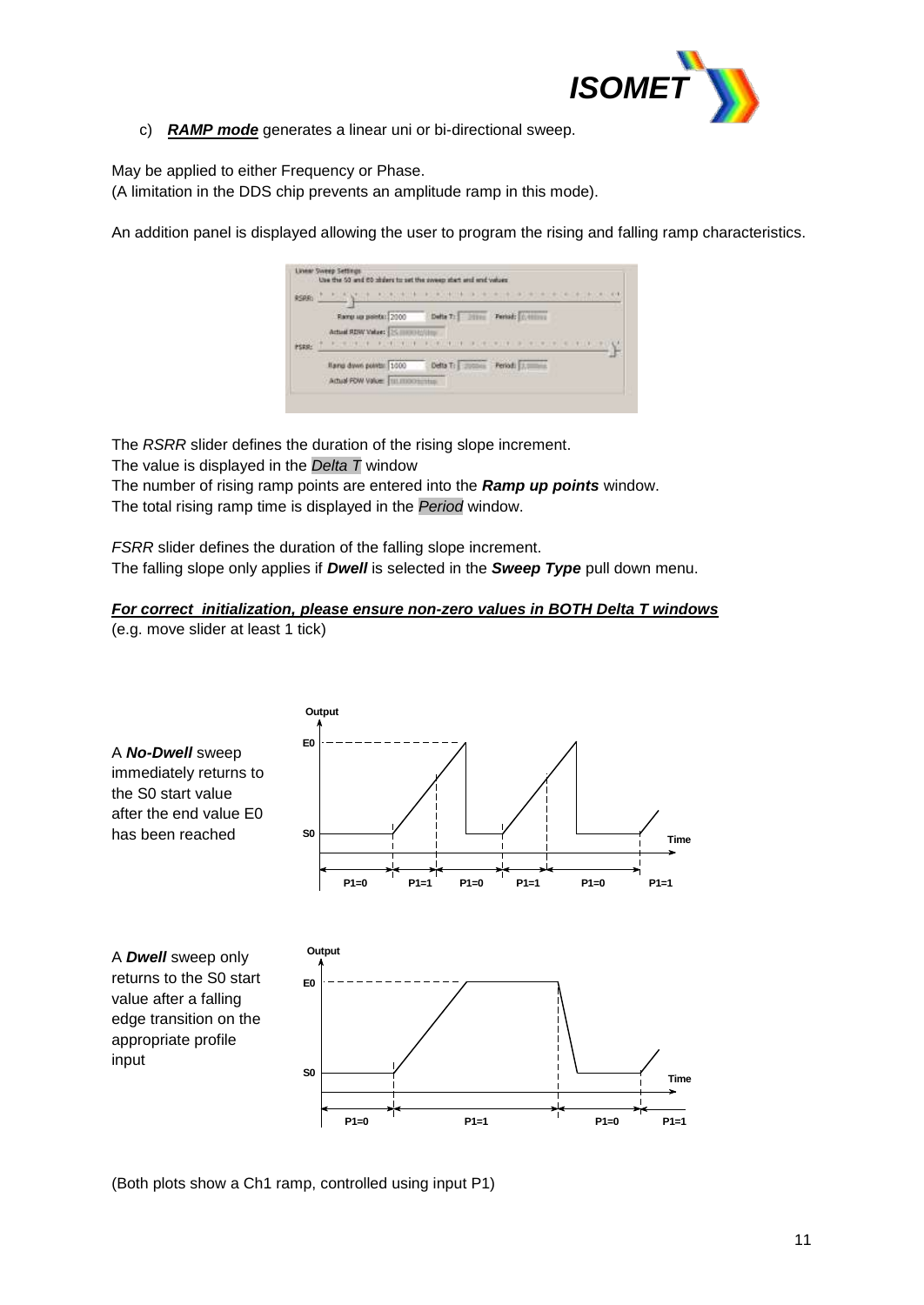c) ***RAMP mode*** generates a linear uni or bi-directional sweep.

May be applied to either Frequency or Phase.
(A limitation in the DDS chip prevents an amplitude ramp in this mode).

An addition panel is displayed allowing the user to program the rising and falling ramp characteristics.

The *RSRR* slider defines the duration of the rising slope increment.
The value is displayed in the *Delta T* window
The number of rising ramp points are entered into the ***Ramp up points*** window.
The total rising ramp time is displayed in the *Period* window.

*FSRR* slider defines the duration of the falling slope increment.
The falling slope only applies if ***Dwell*** is selected in the ***Sweep Type*** pull down menu.

***For correct initialization, please ensure non-zero values in BOTH Delta T windows***
(e.g. move slider at least 1 tick)

A ***No-Dwell*** sweep immediately returns to the S0 start value after the end value E0 has been reached

A ***Dwell*** sweep only returns to the S0 start value after a falling edge transition on the appropriate profile input

(Both plots show a Ch1 ramp, controlled using input P1)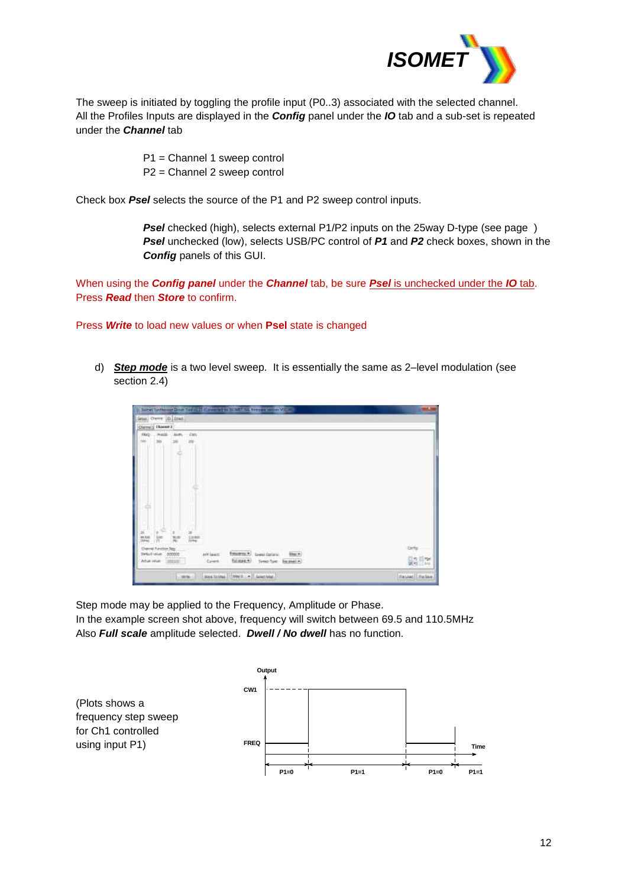The sweep is initiated by toggling the profile input (P0..3) associated with the selected channel. All the Profiles Inputs are displayed in the ***Config*** panel under the ***IO*** tab and a sub-set is repeated under the ***Channel*** tab

P1 = Channel 1 sweep control
P2 = Channel 2 sweep control

Check box ***Psel*** selects the source of the P1 and P2 sweep control inputs.

> ***Psel*** checked (high), selects external P1/P2 inputs on the 25way D-type (see page )
> ***Psel*** unchecked (low), selects USB/PC control of ***P1*** and ***P2*** check boxes, shown in the ***Config*** panels of this GUI.

When using the ***Config panel*** under the ***Channel*** tab, be sure ***Psel* is unchecked under the *IO* tab**. Press ***Read*** then ***Store*** to confirm.

Press ***Write*** to load new values or when **Psel** state is changed

d) ***Step mode*** is a two level sweep. It is essentially the same as 2–level modulation (see section 2.4)

Step mode may be applied to the Frequency, Amplitude or Phase.
In the example screen shot above, frequency will switch between 69.5 and 110.5MHz
Also ***Full scale*** amplitude selected. ***Dwell / No dwell*** has no function.

(Plots shows a frequency step sweep for Ch1 controlled using input P1)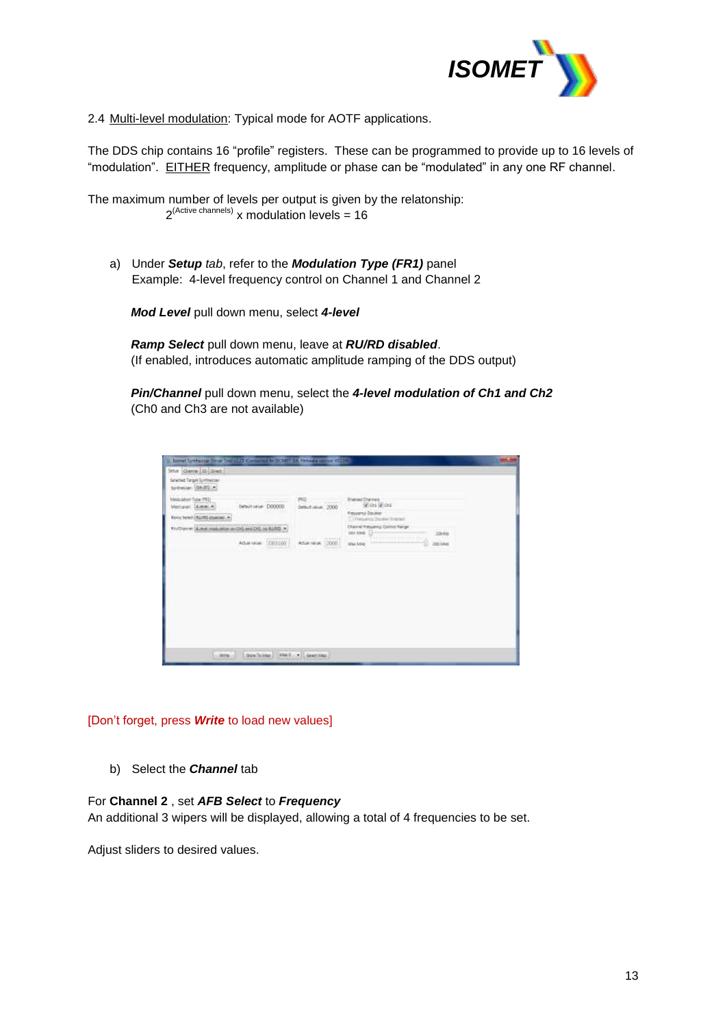2.4 Multi-level modulation: Typical mode for AOTF applications.

The DDS chip contains 16 "profile" registers. These can be programmed to provide up to 16 levels of "modulation". EITHER frequency, amplitude or phase can be "modulated" in any one RF channel.

The maximum number of levels per output is given by the relatonship:

$$2^{(\text{Active channels})} \times \text{modulation levels} = 16$$

a) Under ***Setup*** *tab*, refer to the ***Modulation Type (FR1)*** panel
   Example: 4-level frequency control on Channel 1 and Channel 2

   ***Mod Level*** pull down menu, select ***4-level***

   ***Ramp Select*** pull down menu, leave at ***RU/RD disabled***.
   (If enabled, introduces automatic amplitude ramping of the DDS output)

   ***Pin/Channel*** pull down menu, select the ***4-level modulation of Ch1 and Ch2***
   (Ch0 and Ch3 are not available)

[Don't forget, press ***Write*** to load new values]

b) Select the ***Channel*** tab

For **Channel 2** , set ***AFB Select*** to ***Frequency***
An additional 3 wipers will be displayed, allowing a total of 4 frequencies to be set.

Adjust sliders to desired values.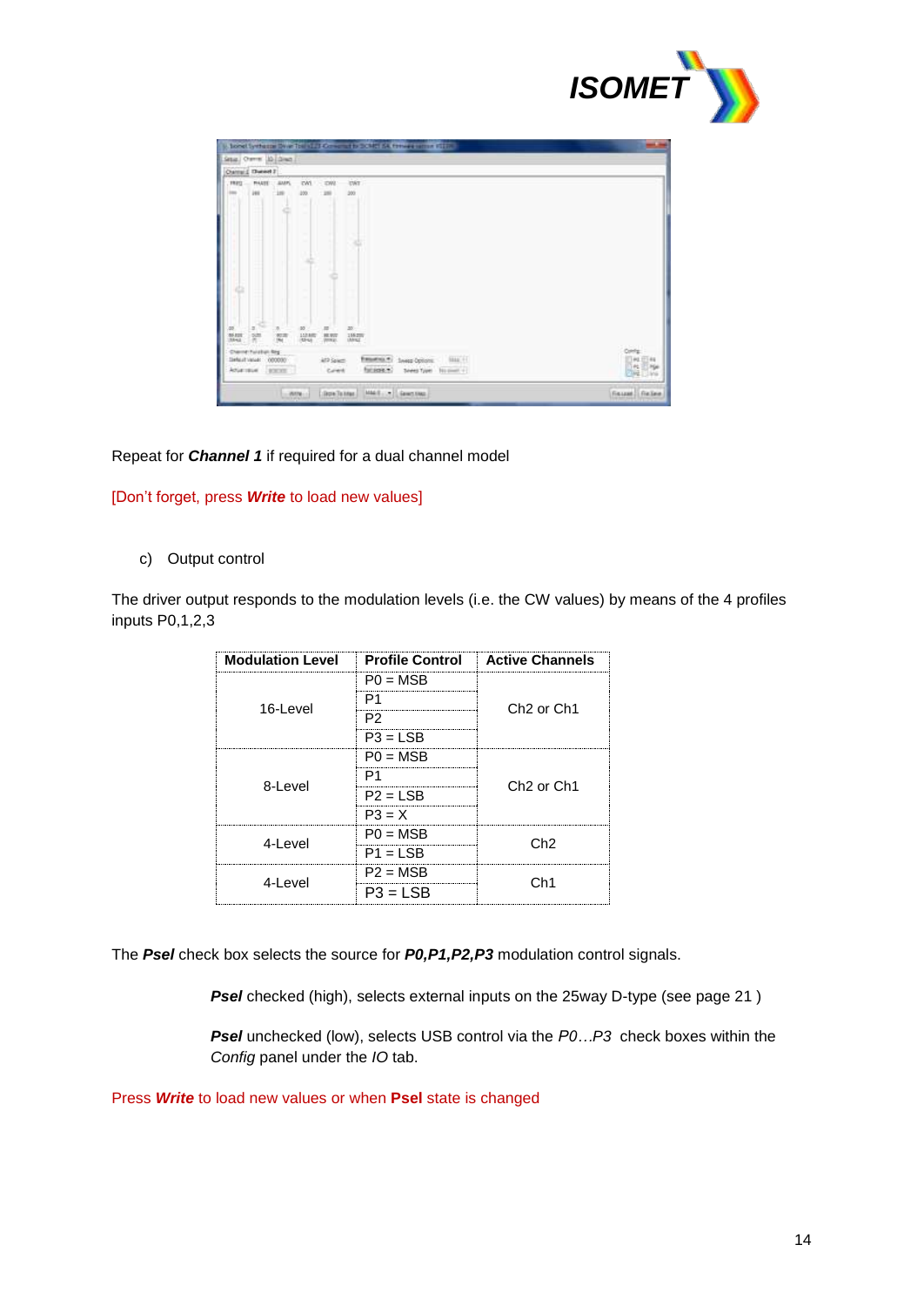Repeat for ***Channel 1*** if required for a dual channel model

[Don't forget, press ***Write*** to load new values]

c) Output control

The driver output responds to the modulation levels (i.e. the CW values) by means of the 4 profiles inputs P0,1,2,3

| Modulation Level | Profile Control | Active Channels |
|---|---|---|
| 16-Level | P0 = MSB | Ch2 or Ch1 |
| | P1 | |
| | P2 | |
| | P3 = LSB | |
| 8-Level | P0 = MSB | Ch2 or Ch1 |
| | P1 | |
| | P2 = LSB | |
| | P3 = X | |
| 4-Level | P0 = MSB | Ch2 |
| | P1 = LSB | |
| 4-Level | P2 = MSB | Ch1 |
| | P3 = LSB | |

The ***Psel*** check box selects the source for ***P0,P1,P2,P3*** modulation control signals.

***Psel*** checked (high), selects external inputs on the 25way D-type (see page 21 )

***Psel*** unchecked (low), selects USB control via the *P0…P3* check boxes within the *Config* panel under the *IO* tab.

Press ***Write*** to load new values or when **Psel** state is changed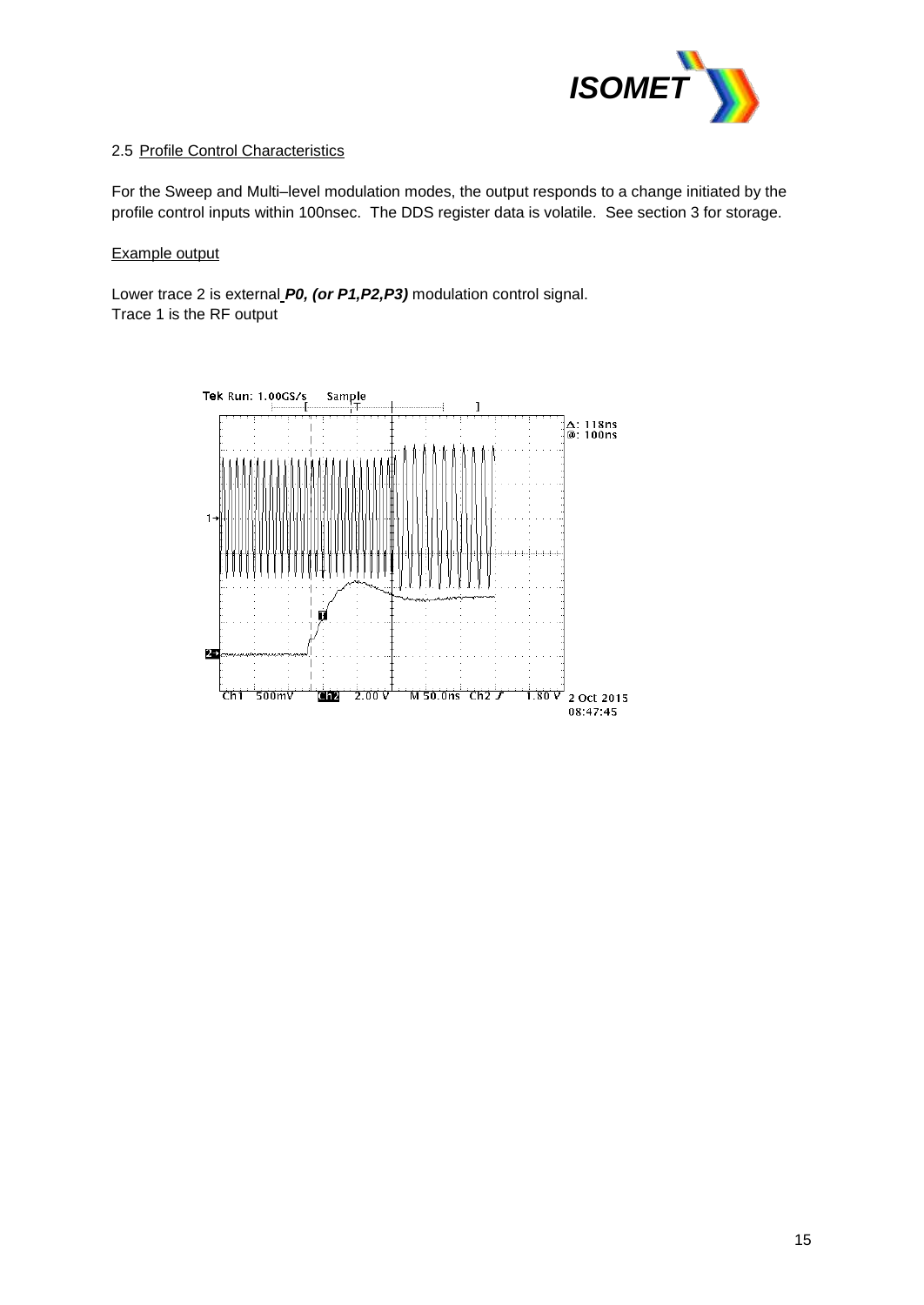## 2.5 Profile Control Characteristics

For the Sweep and Multi–level modulation modes, the output responds to a change initiated by the profile control inputs within 100nsec. The DDS register data is volatile. See section 3 for storage.

Example output

Lower trace 2 is external ***P0, (or P1,P2,P3)*** modulation control signal.
Trace 1 is the RF output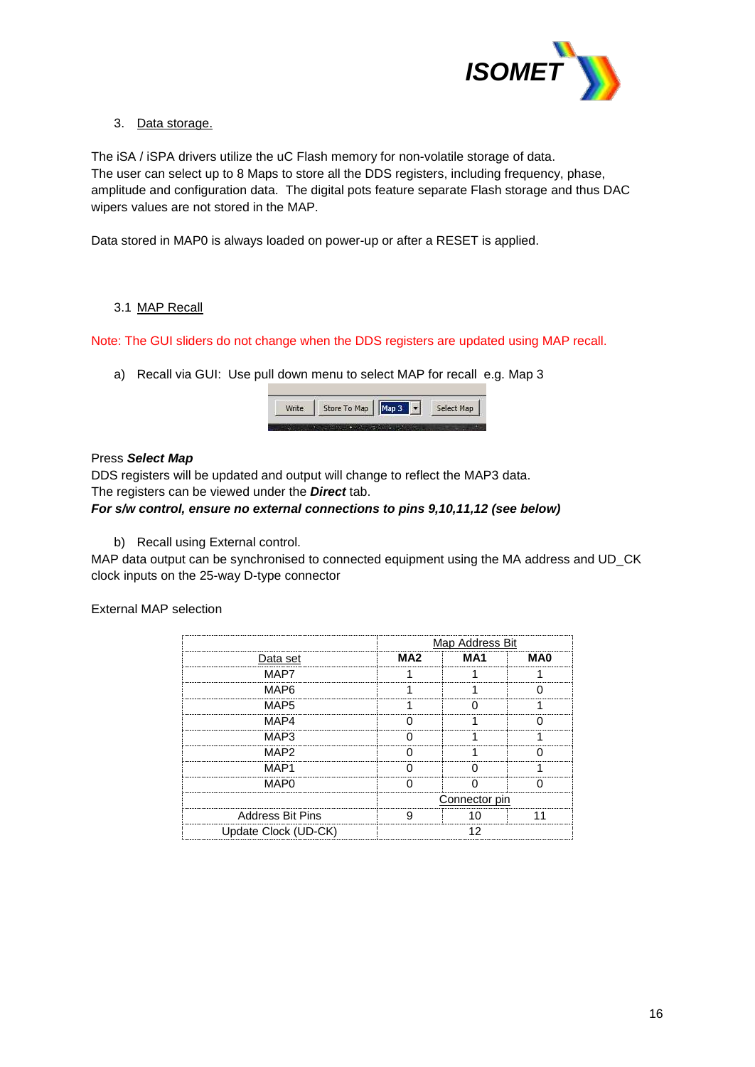## 3. Data storage.

The iSA / iSPA drivers utilize the uC Flash memory for non-volatile storage of data.
The user can select up to 8 Maps to store all the DDS registers, including frequency, phase, amplitude and configuration data. The digital pots feature separate Flash storage and thus DAC wipers values are not stored in the MAP.

Data stored in MAP0 is always loaded on power-up or after a RESET is applied.

### 3.1 MAP Recall

Note: The GUI sliders do not change when the DDS registers are updated using MAP recall.

a) Recall via GUI: Use pull down menu to select MAP for recall e.g. Map 3

Write | Store To Map | Map 3 | Select Map

Press ***Select Map***
DDS registers will be updated and output will change to reflect the MAP3 data.
The registers can be viewed under the ***Direct*** tab.
***For s/w control, ensure no external connections to pins 9,10,11,12 (see below)***

b) Recall using External control.

MAP data output can be synchronised to connected equipment using the MA address and UD_CK clock inputs on the 25-way D-type connector

External MAP selection

| | Map Address Bit | | |
|---|---|---|---|
| Data set | **MA2** | **MA1** | **MA0** |
| MAP7 | 1 | 1 | 1 |
| MAP6 | 1 | 1 | 0 |
| MAP5 | 1 | 0 | 1 |
| MAP4 | 0 | 1 | 0 |
| MAP3 | 0 | 1 | 1 |
| MAP2 | 0 | 1 | 0 |
| MAP1 | 0 | 0 | 1 |
| MAP0 | 0 | 0 | 0 |
| | Connector pin | | |
| Address Bit Pins | 9 | 10 | 11 |
| Update Clock (UD-CK) | | 12 | |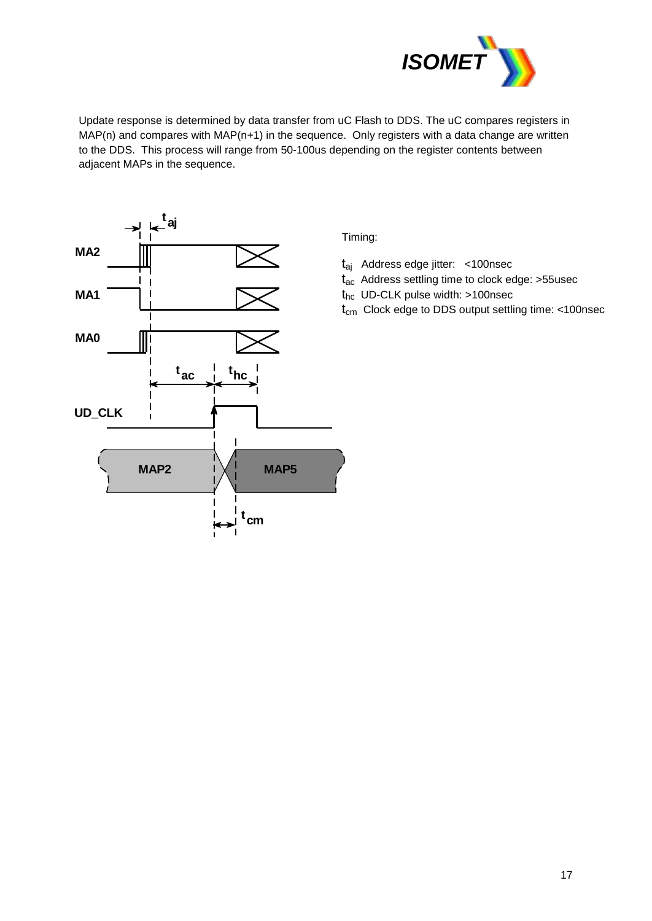Update response is determined by data transfer from uC Flash to DDS. The uC compares registers in MAP(n) and compares with MAP(n+1) in the sequence. Only registers with a data change are written to the DDS. This process will range from 50-100us depending on the register contents between adjacent MAPs in the sequence.

Timing:

$t_{aj}$ Address edge jitter: <100nsec

$t_{ac}$ Address settling time to clock edge: >55usec

$t_{hc}$ UD-CLK pulse width: >100nsec

$t_{cm}$ Clock edge to DDS output settling time: <100nsec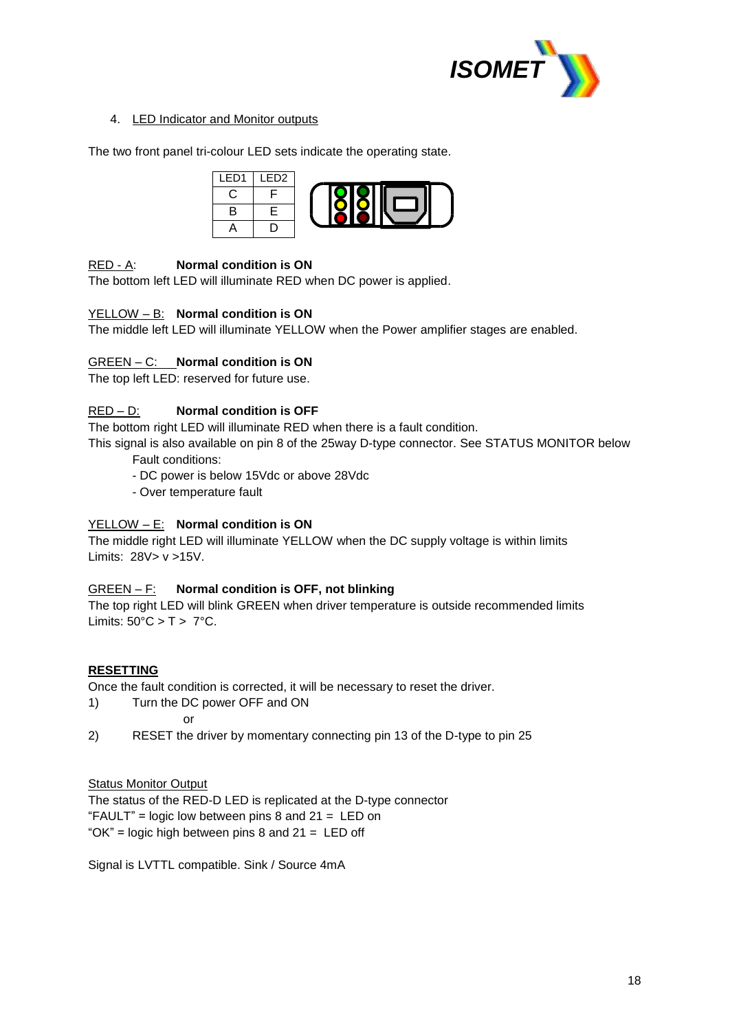## 4. LED Indicator and Monitor outputs

The two front panel tri-colour LED sets indicate the operating state.

| LED1 | LED2 |
|---|---|
| C | F |
| B | E |
| A | D |

RED - A: **Normal condition is ON**
The bottom left LED will illuminate RED when DC power is applied.

YELLOW – B: **Normal condition is ON**
The middle left LED will illuminate YELLOW when the Power amplifier stages are enabled.

GREEN – C: **Normal condition is ON**
The top left LED: reserved for future use.

RED – D: **Normal condition is OFF**
The bottom right LED will illuminate RED when there is a fault condition.
This signal is also available on pin 8 of the 25way D-type connector. See STATUS MONITOR below

Fault conditions:
- DC power is below 15Vdc or above 28Vdc
- Over temperature fault

YELLOW – E: **Normal condition is ON**
The middle right LED will illuminate YELLOW when the DC supply voltage is within limits
Limits: 28V> v >15V.

GREEN – F: **Normal condition is OFF, not blinking**
The top right LED will blink GREEN when driver temperature is outside recommended limits
Limits: 50°C > T > 7°C.

**RESETTING**

Once the fault condition is corrected, it will be necessary to reset the driver.

1) Turn the DC power OFF and ON

   or

2) RESET the driver by momentary connecting pin 13 of the D-type to pin 25

Status Monitor Output

The status of the RED-D LED is replicated at the D-type connector
"FAULT" = logic low between pins 8 and 21 = LED on
"OK" = logic high between pins 8 and 21 = LED off

Signal is LVTTL compatible. Sink / Source 4mA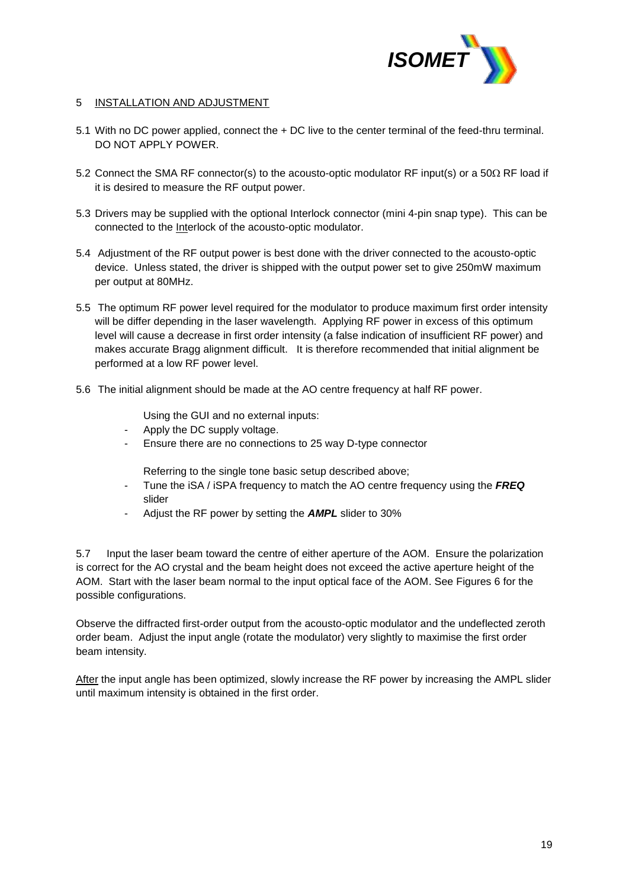## 5 INSTALLATION AND ADJUSTMENT

5.1 With no DC power applied, connect the + DC live to the center terminal of the feed-thru terminal. DO NOT APPLY POWER.

5.2 Connect the SMA RF connector(s) to the acousto-optic modulator RF input(s) or a 50Ω RF load if it is desired to measure the RF output power.

5.3 Drivers may be supplied with the optional Interlock connector (mini 4-pin snap type). This can be connected to the Interlock of the acousto-optic modulator.

5.4 Adjustment of the RF output power is best done with the driver connected to the acousto-optic device. Unless stated, the driver is shipped with the output power set to give 250mW maximum per output at 80MHz.

5.5 The optimum RF power level required for the modulator to produce maximum first order intensity will be differ depending in the laser wavelength. Applying RF power in excess of this optimum level will cause a decrease in first order intensity (a false indication of insufficient RF power) and makes accurate Bragg alignment difficult. It is therefore recommended that initial alignment be performed at a low RF power level.

5.6 The initial alignment should be made at the AO centre frequency at half RF power.

Using the GUI and no external inputs:

- Apply the DC supply voltage.
- Ensure there are no connections to 25 way D-type connector

Referring to the single tone basic setup described above;

- Tune the iSA / iSPA frequency to match the AO centre frequency using the ***FREQ*** slider
- Adjust the RF power by setting the ***AMPL*** slider to 30%

5.7 Input the laser beam toward the centre of either aperture of the AOM. Ensure the polarization is correct for the AO crystal and the beam height does not exceed the active aperture height of the AOM. Start with the laser beam normal to the input optical face of the AOM. See Figures 6 for the possible configurations.

Observe the diffracted first-order output from the acousto-optic modulator and the undeflected zeroth order beam. Adjust the input angle (rotate the modulator) very slightly to maximise the first order beam intensity.

After the input angle has been optimized, slowly increase the RF power by increasing the AMPL slider until maximum intensity is obtained in the first order.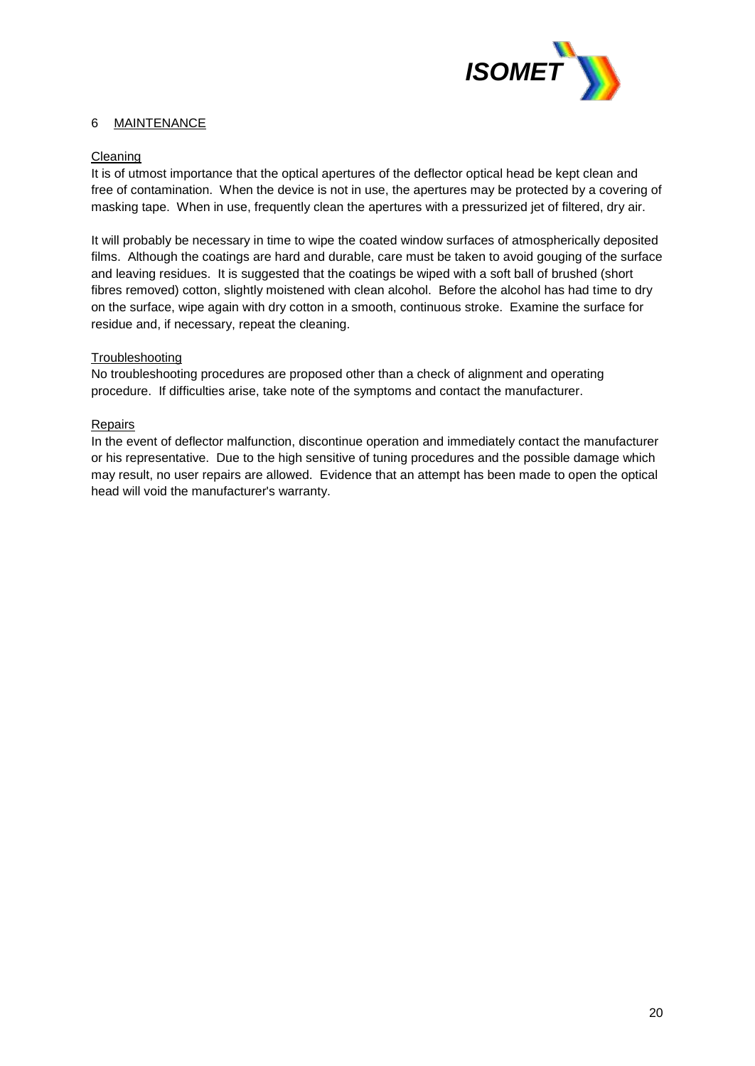## 6 MAINTENANCE

### Cleaning

It is of utmost importance that the optical apertures of the deflector optical head be kept clean and free of contamination. When the device is not in use, the apertures may be protected by a covering of masking tape. When in use, frequently clean the apertures with a pressurized jet of filtered, dry air.

It will probably be necessary in time to wipe the coated window surfaces of atmospherically deposited films. Although the coatings are hard and durable, care must be taken to avoid gouging of the surface and leaving residues. It is suggested that the coatings be wiped with a soft ball of brushed (short fibres removed) cotton, slightly moistened with clean alcohol. Before the alcohol has had time to dry on the surface, wipe again with dry cotton in a smooth, continuous stroke. Examine the surface for residue and, if necessary, repeat the cleaning.

### Troubleshooting

No troubleshooting procedures are proposed other than a check of alignment and operating procedure. If difficulties arise, take note of the symptoms and contact the manufacturer.

### Repairs

In the event of deflector malfunction, discontinue operation and immediately contact the manufacturer or his representative. Due to the high sensitive of tuning procedures and the possible damage which may result, no user repairs are allowed. Evidence that an attempt has been made to open the optical head will void the manufacturer's warranty.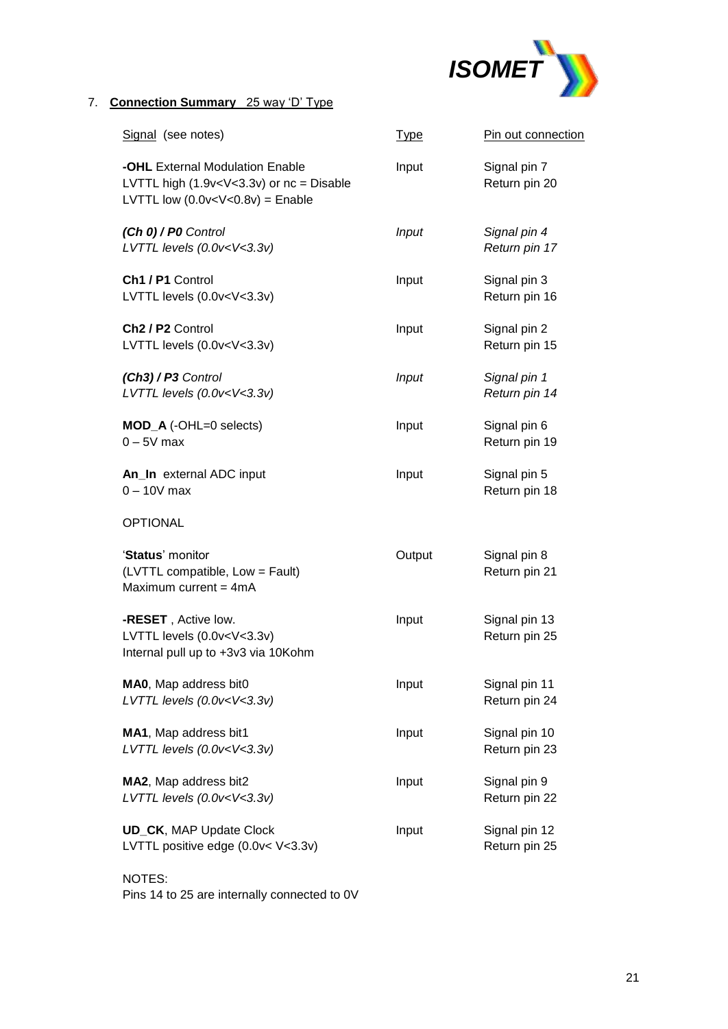## 7. Connection Summary 25 way 'D' Type

| Signal (see notes) | Type | Pin out connection |
|---|---|---|
| **-OHL** External Modulation Enable<br>LVTTL high (1.9v<V<3.3v) or nc = Disable<br>LVTTL low (0.0v<V<0.8v) = Enable | Input | Signal pin 7<br>Return pin 20 |
| ***(Ch 0) / P0*** *Control*<br>*LVTTL levels (0.0v<V<3.3v)* | *Input* | *Signal pin 4*<br>*Return pin 17* |
| **Ch1 / P1** Control<br>LVTTL levels (0.0v<V<3.3v) | Input | Signal pin 3<br>Return pin 16 |
| **Ch2 / P2** Control<br>LVTTL levels (0.0v<V<3.3v) | Input | Signal pin 2<br>Return pin 15 |
| ***(Ch3) / P3*** *Control*<br>*LVTTL levels (0.0v<V<3.3v)* | *Input* | *Signal pin 1*<br>*Return pin 14* |
| **MOD_A** (-OHL=0 selects)<br>0 – 5V max | Input | Signal pin 6<br>Return pin 19 |
| **An_In** external ADC input<br>0 – 10V max | Input | Signal pin 5<br>Return pin 18 |
| OPTIONAL | | |
| '**Status**' monitor<br>(LVTTL compatible, Low = Fault)<br>Maximum current = 4mA | Output | Signal pin 8<br>Return pin 21 |
| **-RESET** , Active low.<br>LVTTL levels (0.0v<V<3.3v)<br>Internal pull up to +3v3 via 10Kohm | Input | Signal pin 13<br>Return pin 25 |
| **MA0**, Map address bit0<br>*LVTTL levels (0.0v<V<3.3v)* | Input | Signal pin 11<br>Return pin 24 |
| **MA1**, Map address bit1<br>*LVTTL levels (0.0v<V<3.3v)* | Input | Signal pin 10<br>Return pin 23 |
| **MA2**, Map address bit2<br>*LVTTL levels (0.0v<V<3.3v)* | Input | Signal pin 9<br>Return pin 22 |
| **UD_CK**, MAP Update Clock<br>LVTTL positive edge (0.0v< V<3.3v) | Input | Signal pin 12<br>Return pin 25 |

NOTES:
Pins 14 to 25 are internally connected to 0V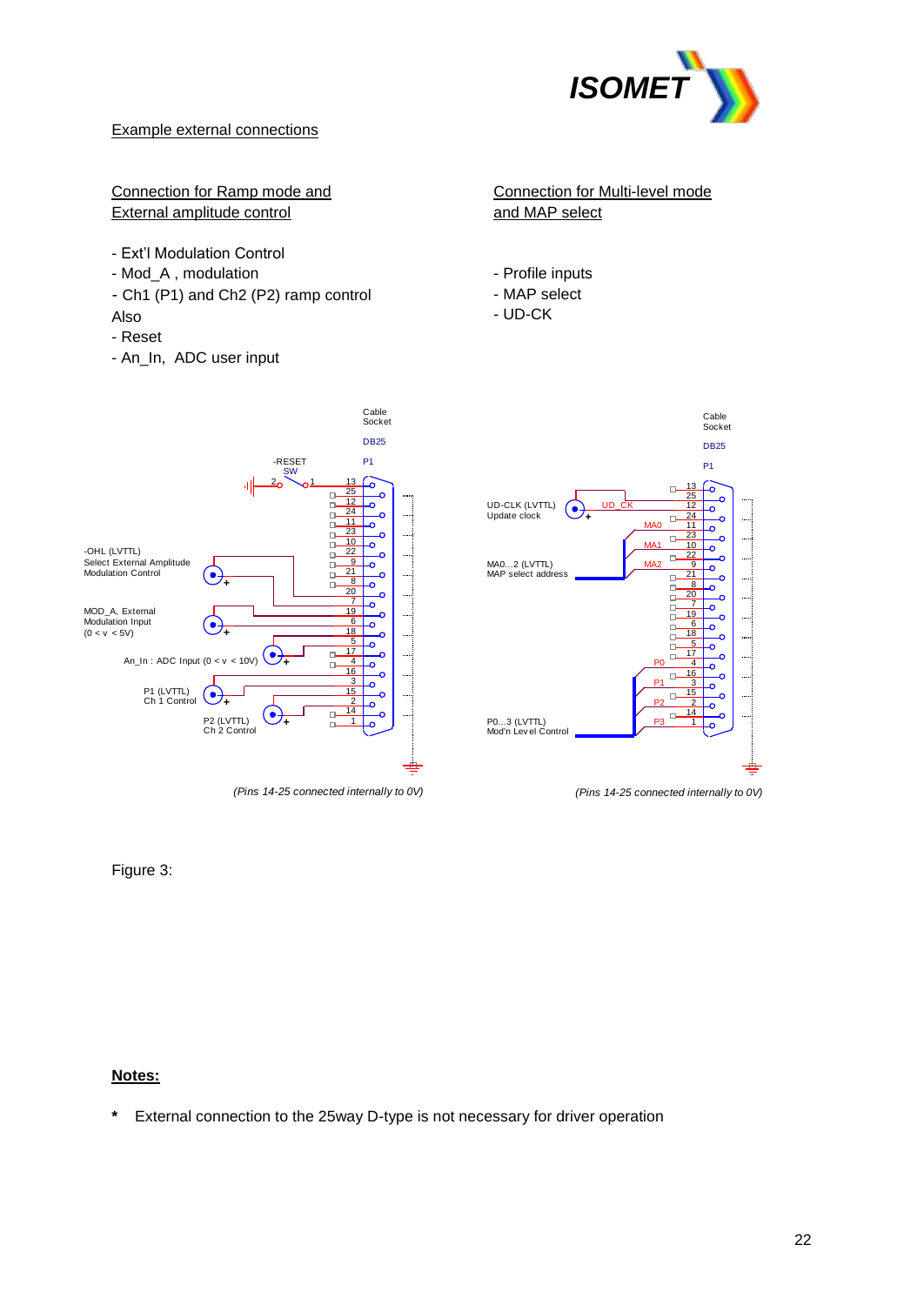Example external connections

Connection for Ramp mode and External amplitude control

- Ext'l Modulation Control
- Mod_A , modulation
- Ch1 (P1) and Ch2 (P2) ramp control

Also

- Reset
- An_In, ADC user input

Connection for Multi-level mode and MAP select

- Profile inputs
- MAP select
- UD-CK

Cable Socket

DB25

P1

-RESET SW

-OHL (LVTTL) Select External Amplitude Modulation Control

MOD_A, External Modulation Input (0 < v < 5V)

An_In : ADC Input (0 < v < 10V)

P1 (LVTTL) Ch 1 Control

P2 (LVTTL) Ch 2 Control

*(Pins 14-25 connected internally to 0V)*

Cable Socket

DB25

P1

UD-CLK (LVTTL) Update clock

MA0...2 (LVTTL) MAP select address

P0...3 (LVTTL) Mod'n Level Control

*(Pins 14-25 connected internally to 0V)*

Figure 3:

**Notes:**

* External connection to the 25way D-type is not necessary for driver operation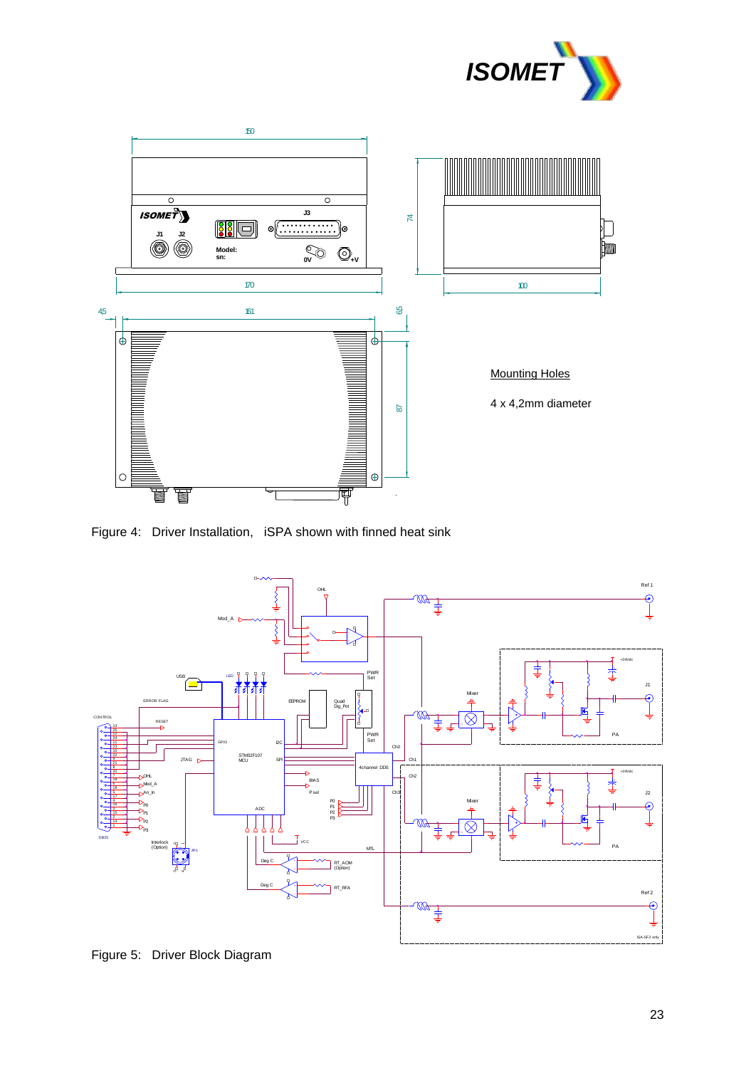Mounting Holes

4 x 4,2mm diameter

Figure 4: Driver Installation, iSPA shown with finned heat sink

Figure 5: Driver Block Diagram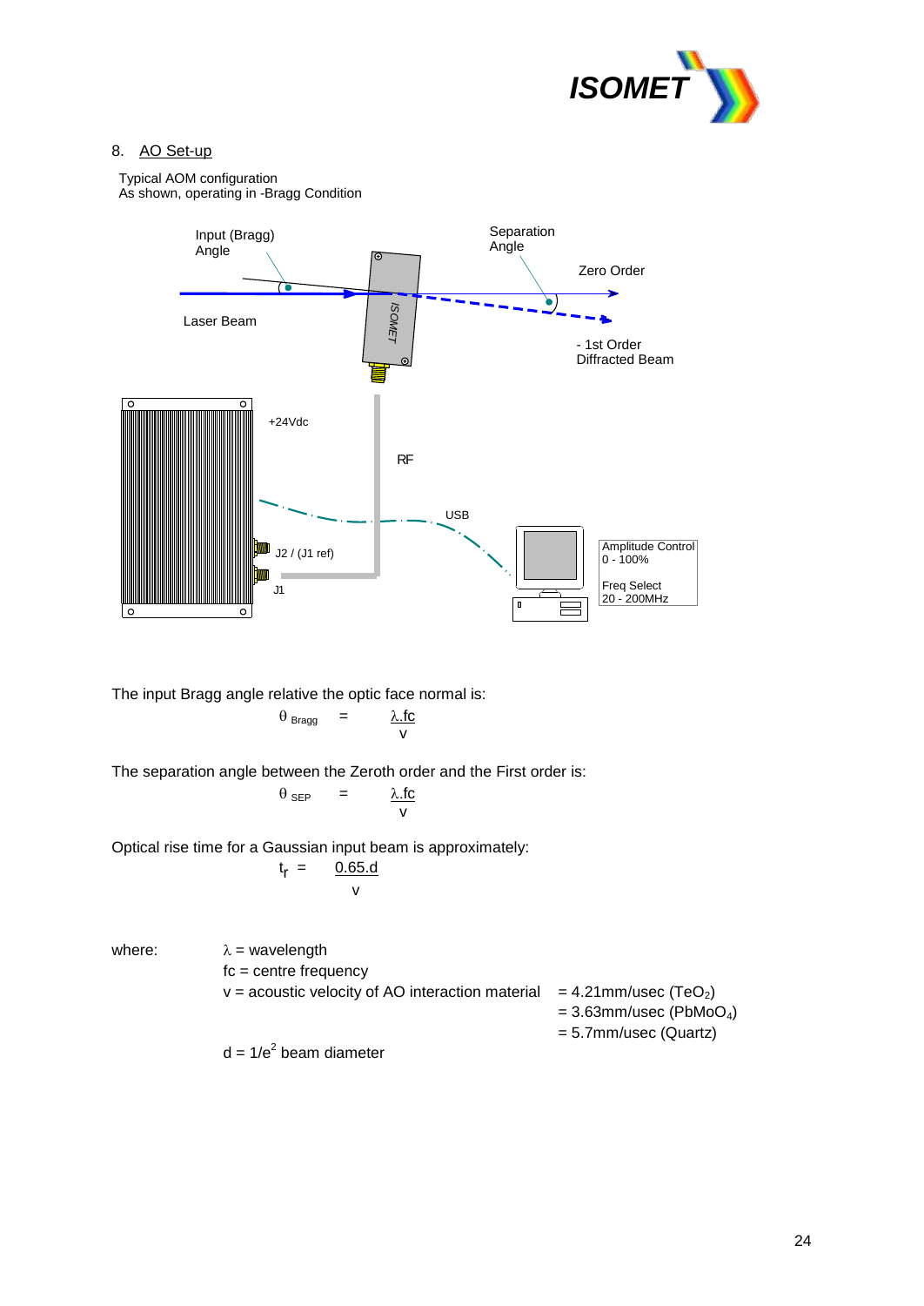## 8. AO Set-up

Typical AOM configuration
As shown, operating in -Bragg Condition

Input (Bragg) Angle

Separation Angle

Zero Order

Laser Beam

- 1st Order Diffracted Beam

ISOMET

+24Vdc

RF

USB

J2 / (J1 ref)

J1

Amplitude Control
0 - 100%

Freq Select
20 - 200MHz

The input Bragg angle relative the optic face normal is:

$$\theta_{Bragg} = \frac{\lambda . fc}{v}$$

The separation angle between the Zeroth order and the First order is:

$$\theta_{SEP} = \frac{\lambda . fc}{v}$$

Optical rise time for a Gaussian input beam is approximately:

$$t_r = \frac{0.65 . d}{v}$$

where:

$\lambda$ = wavelength

fc = centre frequency

v = acoustic velocity of AO interaction material = 4.21mm/usec ($TeO_2$)
= 3.63mm/usec ($PbMoO_4$)
= 5.7mm/usec (Quartz)

d = $1/e^2$ beam diameter